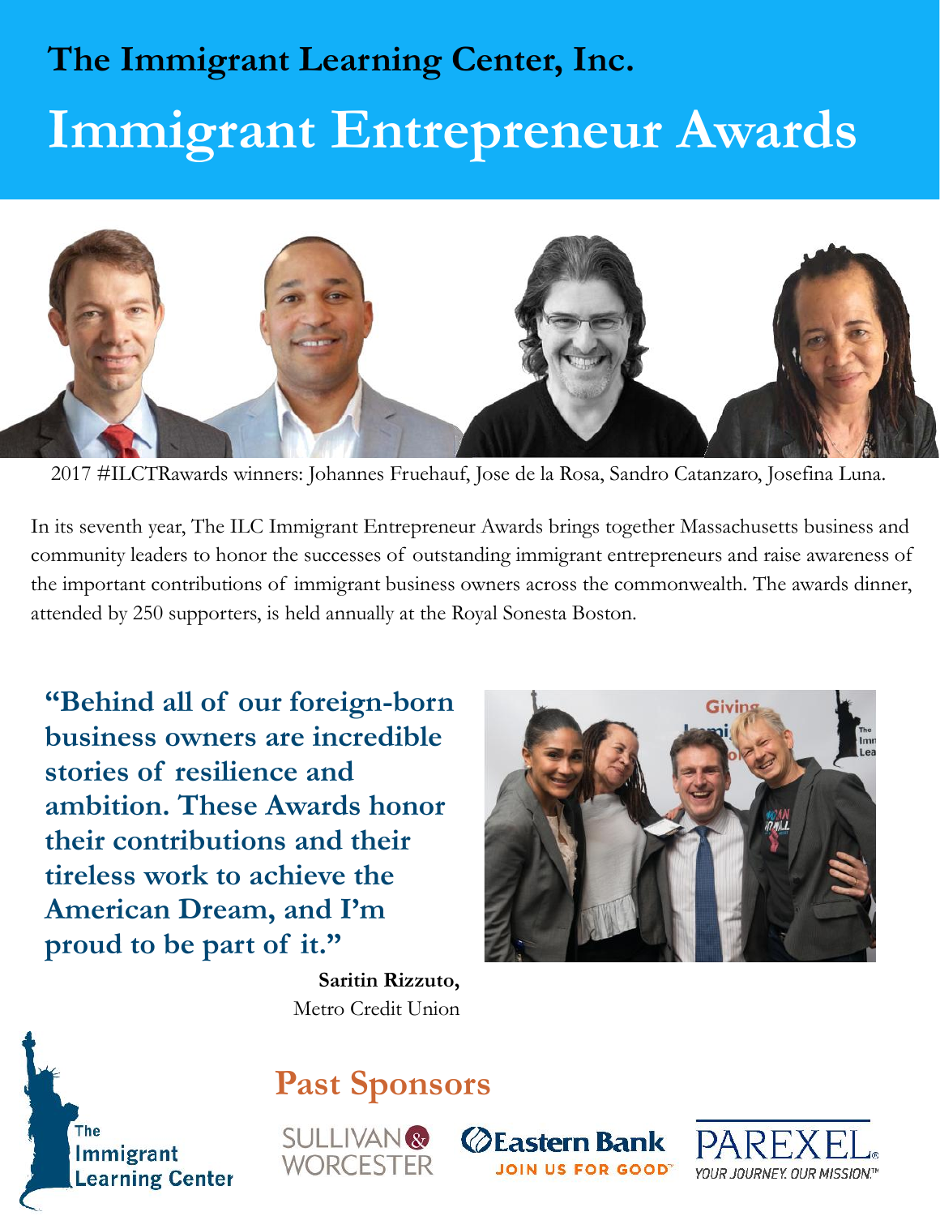The Immigrant Learning Center, Inc.

# Immigrant Entrepreneur Awards

2017 #ILCTRawards winners: Johannes Fruehauf, Jose de la Rosa, Sandro Catanzaro, Josefina Luna.

In its seventh year, The ILC Immigrant Entrepreneur Awards brings together Massachusetts business and community leaders to honor the successes of outstanding immigrant entrepreneurs and raise awareness of the important contributions of immigrant business owners across the commonwealth. The awards dinner, attended by 250 supporters, is held annually at the Royal Sonesta Boston.

**"Behind all of our foreign-born business owners are incredible stories of resilience and ambition. These Awards honor their contributions and their tireless work to achieve the American Dream, and I'm proud to be part of it."**

**Saritin Rizzuto,**
Metro Credit Union

## Past Sponsors

SULLIVAN & WORCESTER

Eastern Bank JOIN US FOR GOOD

PAREXEL YOUR JOURNEY. OUR MISSION.

The Immigrant Learning Center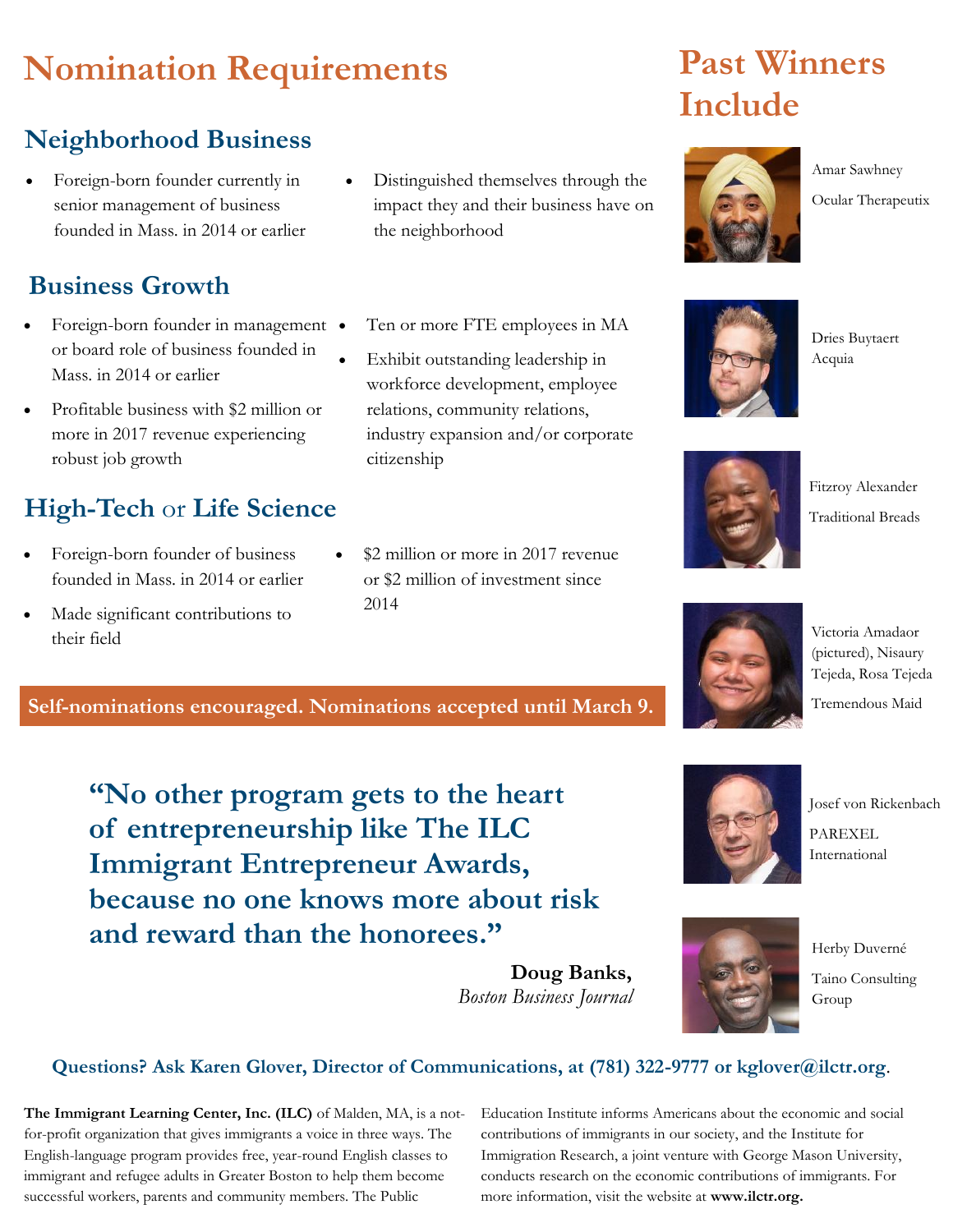# Nomination Requirements

## Neighborhood Business

- Foreign-born founder currently in senior management of business founded in Mass. in 2014 or earlier
- Distinguished themselves through the impact they and their business have on the neighborhood

## Business Growth

- Foreign-born founder in management or board role of business founded in Mass. in 2014 or earlier
- Profitable business with $2 million or more in 2017 revenue experiencing robust job growth
- Ten or more FTE employees in MA
- Exhibit outstanding leadership in workforce development, employee relations, community relations, industry expansion and/or corporate citizenship

## High-Tech or Life Science

- Foreign-born founder of business founded in Mass. in 2014 or earlier
- Made significant contributions to their field
- $2 million or more in 2017 revenue or $2 million of investment since 2014

**Self-nominations encouraged. Nominations accepted until March 9.**

**"No other program gets to the heart of entrepreneurship like The ILC Immigrant Entrepreneur Awards, because no one knows more about risk and reward than the honorees."**

**Doug Banks,**
*Boston Business Journal*

# Past Winners Include

Amar Sawhney
Ocular Therapeutix

Dries Buytaert
Acquia

Fitzroy Alexander
Traditional Breads

Victoria Amadaor (pictured), Nisaury Tejeda, Rosa Tejeda
Tremendous Maid

Josef von Rickenbach
PAREXEL International

Herby Duverné
Taino Consulting Group

**Questions? Ask Karen Glover, Director of Communications, at (781) 322-9777 or kglover@ilctr.org.**

**The Immigrant Learning Center, Inc. (ILC)** of Malden, MA, is a not-for-profit organization that gives immigrants a voice in three ways. The English-language program provides free, year-round English classes to immigrant and refugee adults in Greater Boston to help them become successful workers, parents and community members. The Public Education Institute informs Americans about the economic and social contributions of immigrants in our society, and the Institute for Immigration Research, a joint venture with George Mason University, conducts research on the economic contributions of immigrants. For more information, visit the website at **www.ilctr.org.**